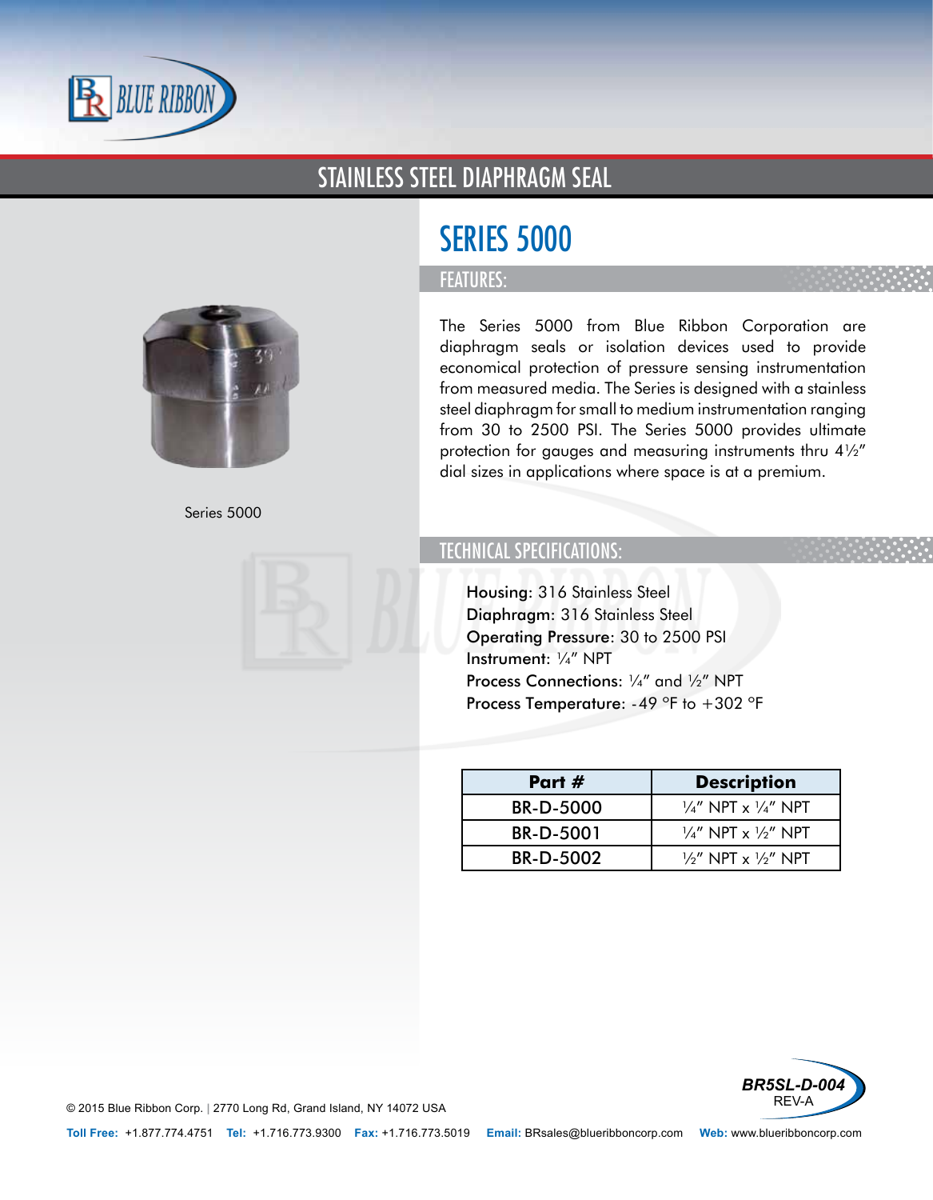# STAINLESS STEEL DIAPHRAGM SEAL

## SERIES 5000

Series 5000

### FEATURES:

The Series 5000 from Blue Ribbon Corporation are diaphragm seals or isolation devices used to provide economical protection of pressure sensing instrumentation from measured media. The Series is designed with a stainless steel diaphragm for small to medium instrumentation ranging from 30 to 2500 PSI. The Series 5000 provides ultimate protection for gauges and measuring instruments thru 4½" dial sizes in applications where space is at a premium.

### TECHNICAL SPECIFICATIONS:

**Housing:** 316 Stainless Steel
**Diaphragm:** 316 Stainless Steel
**Operating Pressure:** 30 to 2500 PSI
**Instrument:** ¼" NPT
**Process Connections:** ¼" and ½" NPT
**Process Temperature:** -49 °F to +302 °F

| Part # | Description |
|---|---|
| BR-D-5000 | ¼" NPT x ¼" NPT |
| BR-D-5001 | ¼" NPT x ½" NPT |
| BR-D-5002 | ½" NPT x ½" NPT |

BR5SL-D-004
REV-A

© 2015 Blue Ribbon Corp. | 2770 Long Rd, Grand Island, NY 14072 USA

**Toll Free:** +1.877.774.4751 **Tel:** +1.716.773.9300 **Fax:** +1.716.773.5019 **Email:** BRsales@blueribboncorp.com **Web:** www.blueribboncorp.com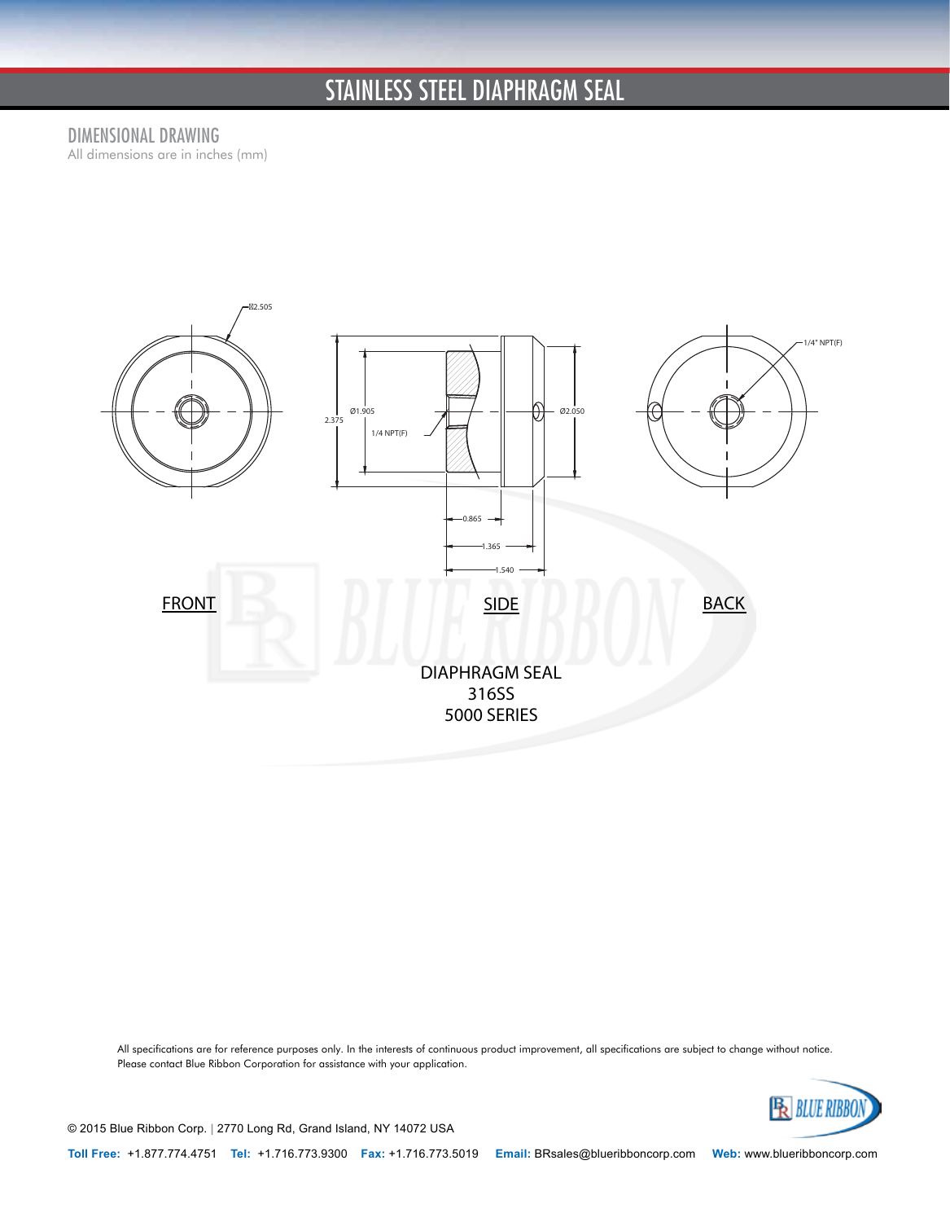# STAINLESS STEEL DIAPHRAGM SEAL

## DIMENSIONAL DRAWING

All dimensions are in inches (mm)

Ø2.505

2.375

Ø1.905

1/4 NPT(F)

Ø2.050

0.865

1.365

1.540

1/4" NPT(F)

FRONT

SIDE

BACK

DIAPHRAGM SEAL
316SS
5000 SERIES

All specifications are for reference purposes only. In the interests of continuous product improvement, all specifications are subject to change without notice. Please contact Blue Ribbon Corporation for assistance with your application.

© 2015 Blue Ribbon Corp. | 2770 Long Rd, Grand Island, NY 14072 USA

**Toll Free:** +1.877.774.4751 **Tel:** +1.716.773.9300 **Fax:** +1.716.773.5019 **Email:** BRsales@blueribboncorp.com **Web:** www.blueribboncorp.com